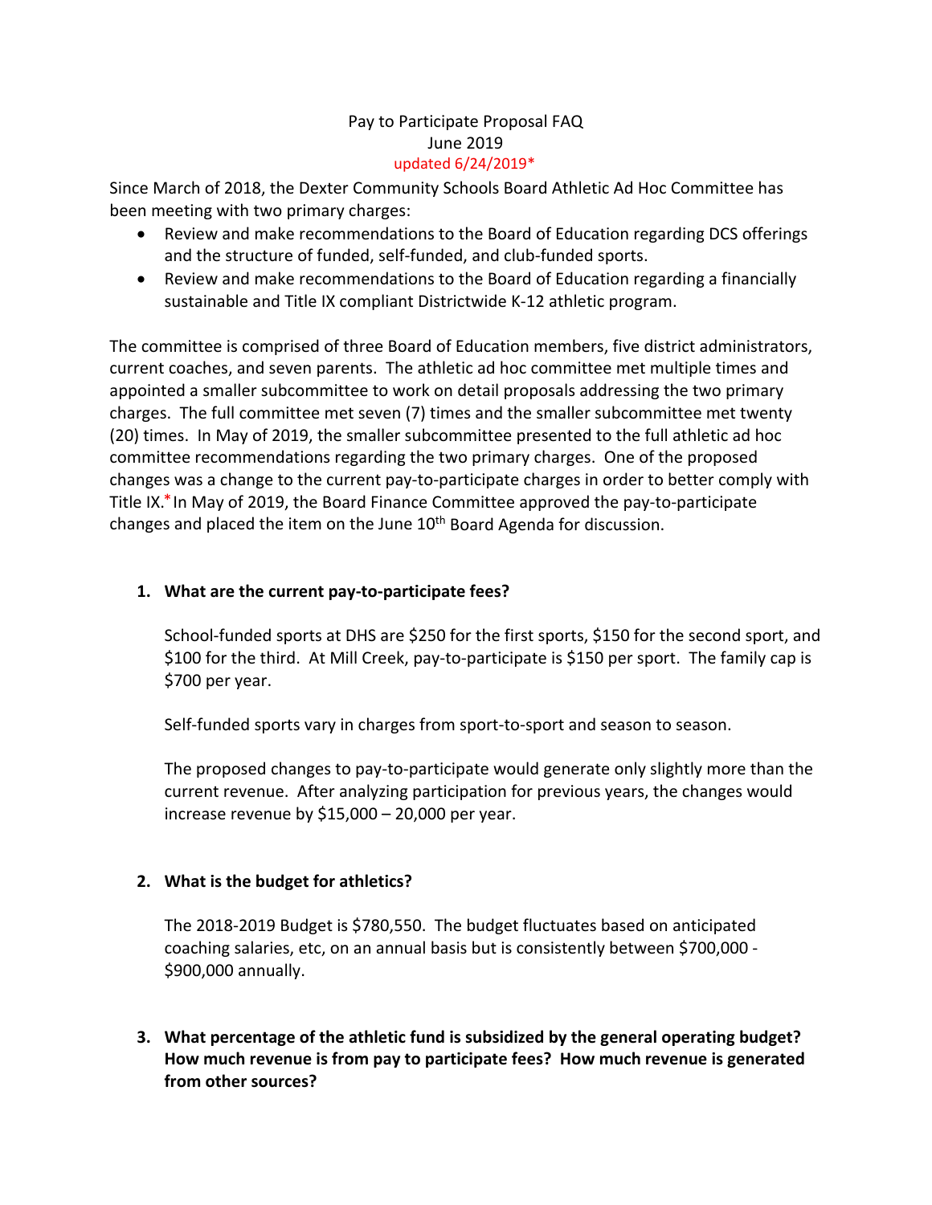# Pay to Participate Proposal FAQ

June 2019

updated 6/24/2019*

Since March of 2018, the Dexter Community Schools Board Athletic Ad Hoc Committee has been meeting with two primary charges:

- Review and make recommendations to the Board of Education regarding DCS offerings and the structure of funded, self-funded, and club-funded sports.
- Review and make recommendations to the Board of Education regarding a financially sustainable and Title IX compliant Districtwide K-12 athletic program.

The committee is comprised of three Board of Education members, five district administrators, current coaches, and seven parents. The athletic ad hoc committee met multiple times and appointed a smaller subcommittee to work on detail proposals addressing the two primary charges. The full committee met seven (7) times and the smaller subcommittee met twenty (20) times. In May of 2019, the smaller subcommittee presented to the full athletic ad hoc committee recommendations regarding the two primary charges. One of the proposed changes was a change to the current pay-to-participate charges in order to better comply with Title IX.* In May of 2019, the Board Finance Committee approved the pay-to-participate changes and placed the item on the June 10th Board Agenda for discussion.

1. **What are the current pay-to-participate fees?**

   School-funded sports at DHS are $250 for the first sports, $150 for the second sport, and $100 for the third. At Mill Creek, pay-to-participate is $150 per sport. The family cap is $700 per year.

   Self-funded sports vary in charges from sport-to-sport and season to season.

   The proposed changes to pay-to-participate would generate only slightly more than the current revenue. After analyzing participation for previous years, the changes would increase revenue by $15,000 – 20,000 per year.

2. **What is the budget for athletics?**

   The 2018-2019 Budget is $780,550. The budget fluctuates based on anticipated coaching salaries, etc, on an annual basis but is consistently between $700,000 - $900,000 annually.

3. **What percentage of the athletic fund is subsidized by the general operating budget? How much revenue is from pay to participate fees? How much revenue is generated from other sources?**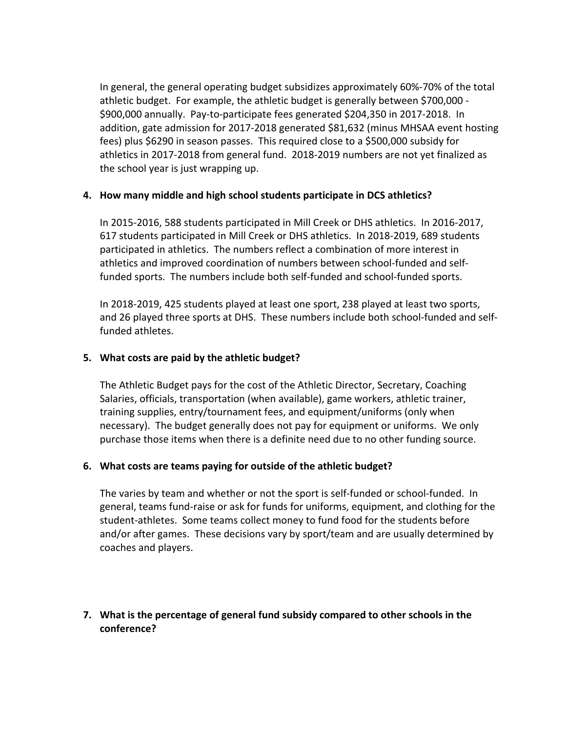In general, the general operating budget subsidizes approximately 60%-70% of the total athletic budget. For example, the athletic budget is generally between $700,000 - $900,000 annually. Pay-to-participate fees generated $204,350 in 2017-2018. In addition, gate admission for 2017-2018 generated $81,632 (minus MHSAA event hosting fees) plus $6290 in season passes. This required close to a $500,000 subsidy for athletics in 2017-2018 from general fund. 2018-2019 numbers are not yet finalized as the school year is just wrapping up.

**4. How many middle and high school students participate in DCS athletics?**

In 2015-2016, 588 students participated in Mill Creek or DHS athletics. In 2016-2017, 617 students participated in Mill Creek or DHS athletics. In 2018-2019, 689 students participated in athletics. The numbers reflect a combination of more interest in athletics and improved coordination of numbers between school-funded and self-funded sports. The numbers include both self-funded and school-funded sports.

In 2018-2019, 425 students played at least one sport, 238 played at least two sports, and 26 played three sports at DHS. These numbers include both school-funded and self-funded athletes.

**5. What costs are paid by the athletic budget?**

The Athletic Budget pays for the cost of the Athletic Director, Secretary, Coaching Salaries, officials, transportation (when available), game workers, athletic trainer, training supplies, entry/tournament fees, and equipment/uniforms (only when necessary). The budget generally does not pay for equipment or uniforms. We only purchase those items when there is a definite need due to no other funding source.

**6. What costs are teams paying for outside of the athletic budget?**

The varies by team and whether or not the sport is self-funded or school-funded. In general, teams fund-raise or ask for funds for uniforms, equipment, and clothing for the student-athletes. Some teams collect money to fund food for the students before and/or after games. These decisions vary by sport/team and are usually determined by coaches and players.

**7. What is the percentage of general fund subsidy compared to other schools in the conference?**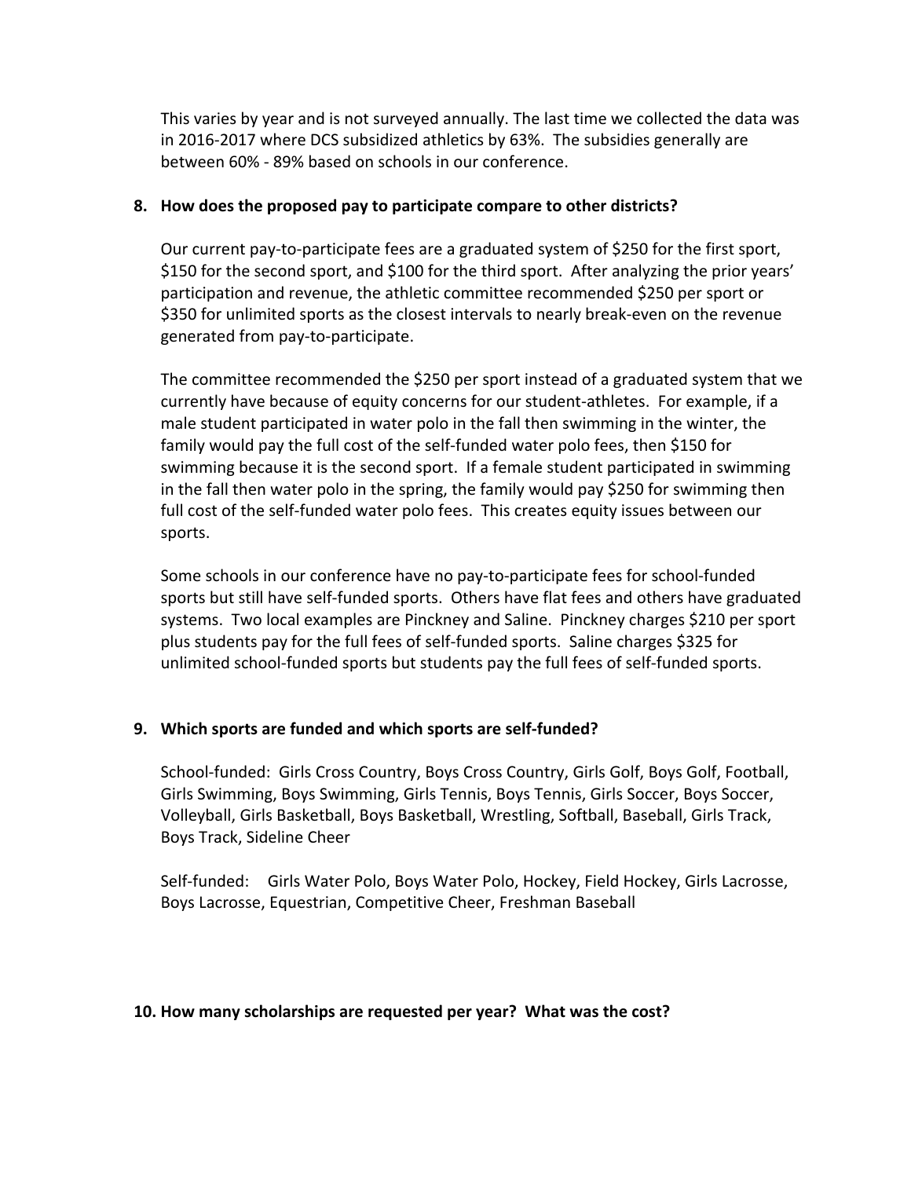This varies by year and is not surveyed annually. The last time we collected the data was in 2016-2017 where DCS subsidized athletics by 63%. The subsidies generally are between 60% - 89% based on schools in our conference.

**8. How does the proposed pay to participate compare to other districts?**

Our current pay-to-participate fees are a graduated system of $250 for the first sport, $150 for the second sport, and $100 for the third sport. After analyzing the prior years' participation and revenue, the athletic committee recommended $250 per sport or $350 for unlimited sports as the closest intervals to nearly break-even on the revenue generated from pay-to-participate.

The committee recommended the $250 per sport instead of a graduated system that we currently have because of equity concerns for our student-athletes. For example, if a male student participated in water polo in the fall then swimming in the winter, the family would pay the full cost of the self-funded water polo fees, then $150 for swimming because it is the second sport. If a female student participated in swimming in the fall then water polo in the spring, the family would pay $250 for swimming then full cost of the self-funded water polo fees. This creates equity issues between our sports.

Some schools in our conference have no pay-to-participate fees for school-funded sports but still have self-funded sports. Others have flat fees and others have graduated systems. Two local examples are Pinckney and Saline. Pinckney charges $210 per sport plus students pay for the full fees of self-funded sports. Saline charges $325 for unlimited school-funded sports but students pay the full fees of self-funded sports.

**9. Which sports are funded and which sports are self-funded?**

School-funded: Girls Cross Country, Boys Cross Country, Girls Golf, Boys Golf, Football, Girls Swimming, Boys Swimming, Girls Tennis, Boys Tennis, Girls Soccer, Boys Soccer, Volleyball, Girls Basketball, Boys Basketball, Wrestling, Softball, Baseball, Girls Track, Boys Track, Sideline Cheer

Self-funded: Girls Water Polo, Boys Water Polo, Hockey, Field Hockey, Girls Lacrosse, Boys Lacrosse, Equestrian, Competitive Cheer, Freshman Baseball

**10. How many scholarships are requested per year? What was the cost?**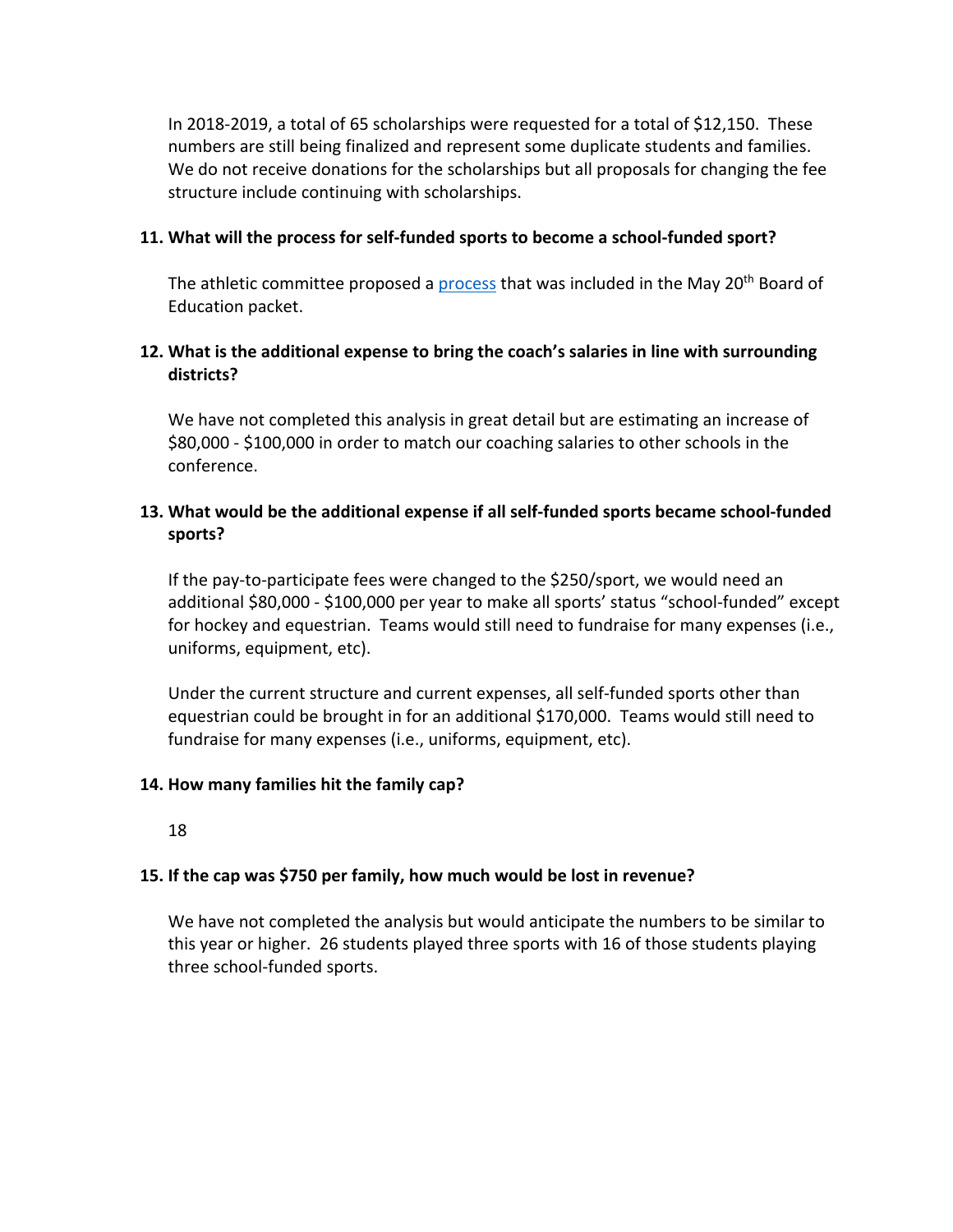In 2018-2019, a total of 65 scholarships were requested for a total of $12,150. These numbers are still being finalized and represent some duplicate students and families. We do not receive donations for the scholarships but all proposals for changing the fee structure include continuing with scholarships.

**11. What will the process for self-funded sports to become a school-funded sport?**

The athletic committee proposed a process that was included in the May 20th Board of Education packet.

**12. What is the additional expense to bring the coach's salaries in line with surrounding districts?**

We have not completed this analysis in great detail but are estimating an increase of $80,000 - $100,000 in order to match our coaching salaries to other schools in the conference.

**13. What would be the additional expense if all self-funded sports became school-funded sports?**

If the pay-to-participate fees were changed to the $250/sport, we would need an additional $80,000 - $100,000 per year to make all sports' status "school-funded" except for hockey and equestrian. Teams would still need to fundraise for many expenses (i.e., uniforms, equipment, etc).

Under the current structure and current expenses, all self-funded sports other than equestrian could be brought in for an additional $170,000. Teams would still need to fundraise for many expenses (i.e., uniforms, equipment, etc).

**14. How many families hit the family cap?**

18

**15. If the cap was $750 per family, how much would be lost in revenue?**

We have not completed the analysis but would anticipate the numbers to be similar to this year or higher. 26 students played three sports with 16 of those students playing three school-funded sports.